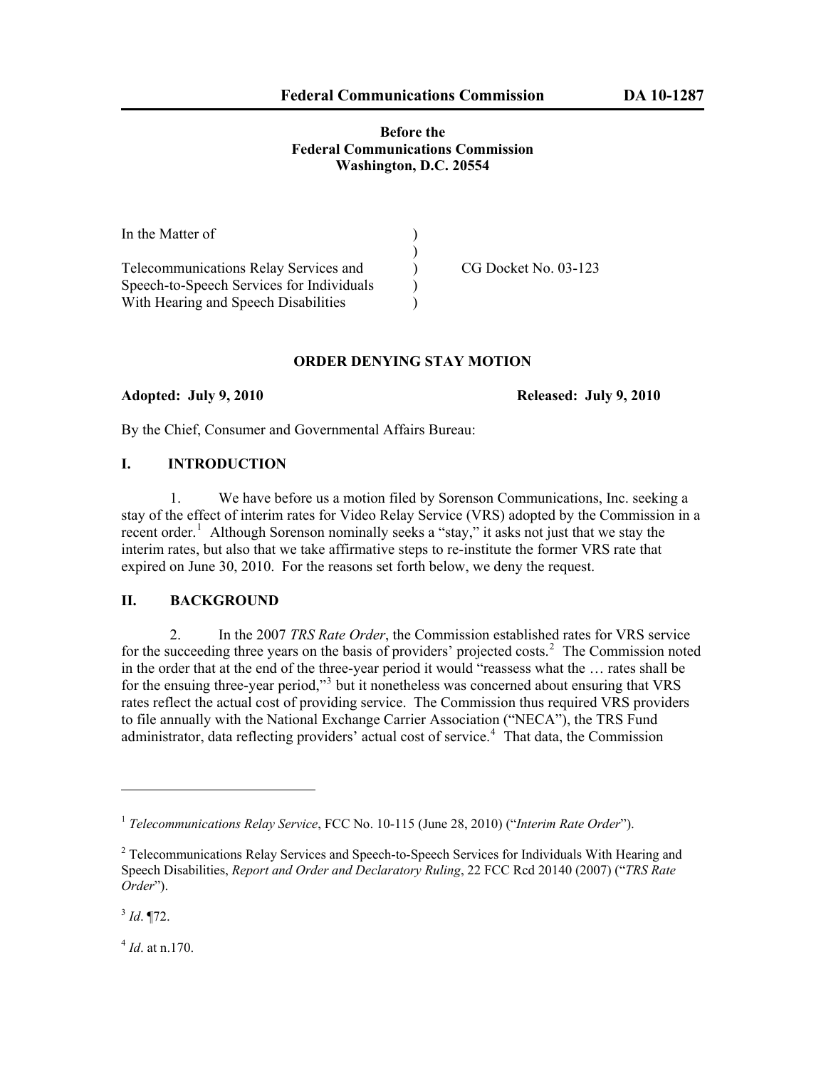**Federal Communications Commission DA 10-1287**

**Before the**
**Federal Communications Commission**
**Washington, D.C. 20554**

In the Matter of

Telecommunications Relay Services and Speech-to-Speech Services for Individuals With Hearing and Speech Disabilities ) CG Docket No. 03-123

## ORDER DENYING STAY MOTION

**Adopted: July 9, 2010** **Released: July 9, 2010**

By the Chief, Consumer and Governmental Affairs Bureau:

## I. INTRODUCTION

1. We have before us a motion filed by Sorenson Communications, Inc. seeking a stay of the effect of interim rates for Video Relay Service (VRS) adopted by the Commission in a recent order.[1] Although Sorenson nominally seeks a "stay," it asks not just that we stay the interim rates, but also that we take affirmative steps to re-institute the former VRS rate that expired on June 30, 2010. For the reasons set forth below, we deny the request.

## II. BACKGROUND

2. In the 2007 *TRS Rate Order*, the Commission established rates for VRS service for the succeeding three years on the basis of providers' projected costs.[2] The Commission noted in the order that at the end of the three-year period it would "reassess what the … rates shall be for the ensuing three-year period,"[3] but it nonetheless was concerned about ensuring that VRS rates reflect the actual cost of providing service. The Commission thus required VRS providers to file annually with the National Exchange Carrier Association ("NECA"), the TRS Fund administrator, data reflecting providers' actual cost of service.[4] That data, the Commission

---

[1] *Telecommunications Relay Service*, FCC No. 10-115 (June 28, 2010) ("*Interim Rate Order*").

[2] Telecommunications Relay Services and Speech-to-Speech Services for Individuals With Hearing and Speech Disabilities, *Report and Order and Declaratory Ruling*, 22 FCC Rcd 20140 (2007) ("*TRS Rate Order*").

[3] *Id*. ¶72.

[4] *Id*. at n.170.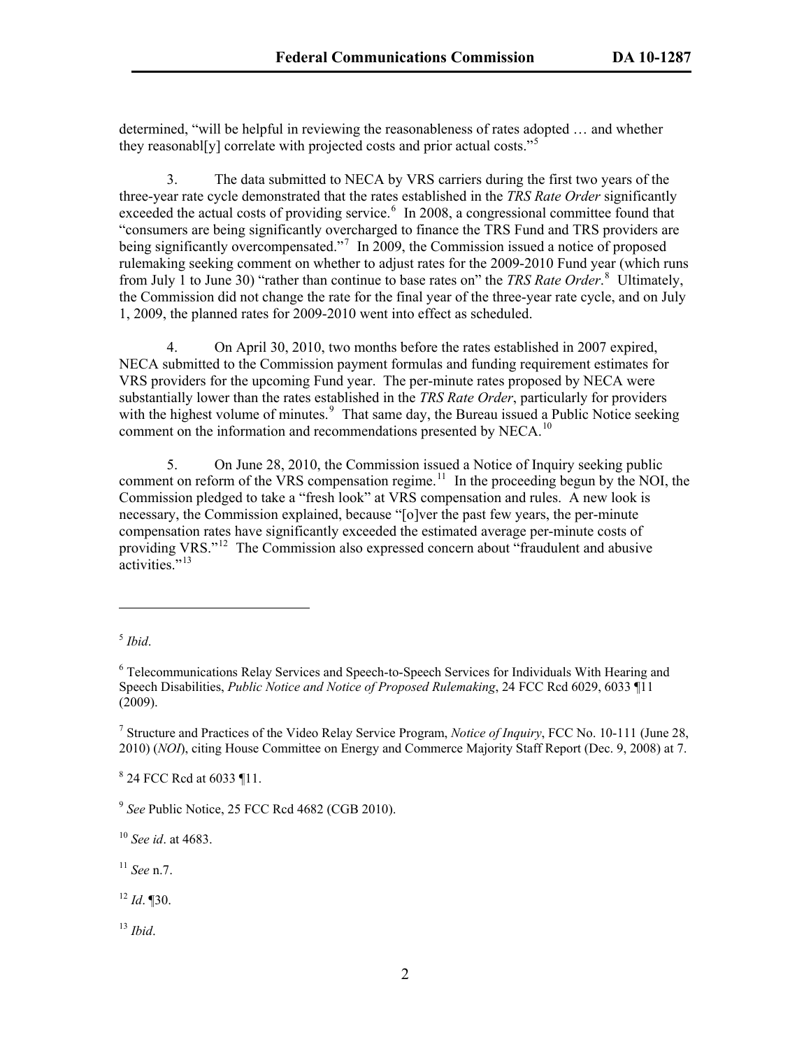determined, "will be helpful in reviewing the reasonableness of rates adopted … and whether they reasonabl[y] correlate with projected costs and prior actual costs."[5]

3. The data submitted to NECA by VRS carriers during the first two years of the three-year rate cycle demonstrated that the rates established in the *TRS Rate Order* significantly exceeded the actual costs of providing service.[6] In 2008, a congressional committee found that "consumers are being significantly overcharged to finance the TRS Fund and TRS providers are being significantly overcompensated."[7] In 2009, the Commission issued a notice of proposed rulemaking seeking comment on whether to adjust rates for the 2009-2010 Fund year (which runs from July 1 to June 30) "rather than continue to base rates on" the *TRS Rate Order*.[8] Ultimately, the Commission did not change the rate for the final year of the three-year rate cycle, and on July 1, 2009, the planned rates for 2009-2010 went into effect as scheduled.

4. On April 30, 2010, two months before the rates established in 2007 expired, NECA submitted to the Commission payment formulas and funding requirement estimates for VRS providers for the upcoming Fund year. The per-minute rates proposed by NECA were substantially lower than the rates established in the *TRS Rate Order*, particularly for providers with the highest volume of minutes.[9] That same day, the Bureau issued a Public Notice seeking comment on the information and recommendations presented by NECA.[10]

5. On June 28, 2010, the Commission issued a Notice of Inquiry seeking public comment on reform of the VRS compensation regime.[11] In the proceeding begun by the NOI, the Commission pledged to take a "fresh look" at VRS compensation and rules. A new look is necessary, the Commission explained, because "[o]ver the past few years, the per-minute compensation rates have significantly exceeded the estimated average per-minute costs of providing VRS."[12] The Commission also expressed concern about "fraudulent and abusive activities."[13]

---

[5] *Ibid*.

[6] Telecommunications Relay Services and Speech-to-Speech Services for Individuals With Hearing and Speech Disabilities, *Public Notice and Notice of Proposed Rulemaking*, 24 FCC Rcd 6029, 6033 ¶11 (2009).

[7] Structure and Practices of the Video Relay Service Program, *Notice of Inquiry*, FCC No. 10-111 (June 28, 2010) (*NOI*), citing House Committee on Energy and Commerce Majority Staff Report (Dec. 9, 2008) at 7.

[8] 24 FCC Rcd at 6033 ¶11.

[9] *See* Public Notice, 25 FCC Rcd 4682 (CGB 2010).

[10] *See id*. at 4683.

[11] *See* n.7.

[12] *Id*. ¶30.

[13] *Ibid*.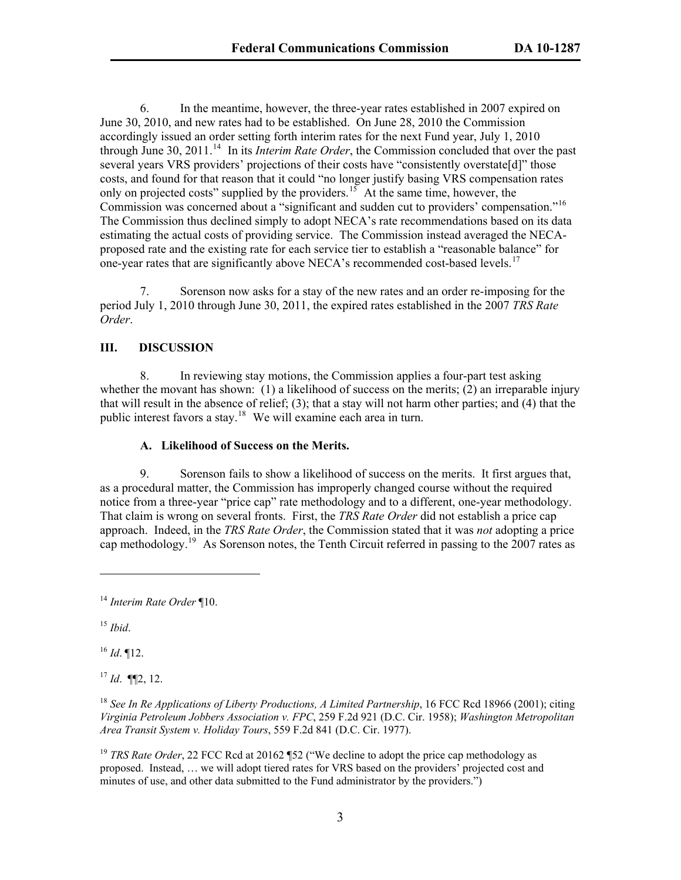6. In the meantime, however, the three-year rates established in 2007 expired on June 30, 2010, and new rates had to be established. On June 28, 2010 the Commission accordingly issued an order setting forth interim rates for the next Fund year, July 1, 2010 through June 30, 2011.[14] In its *Interim Rate Order*, the Commission concluded that over the past several years VRS providers' projections of their costs have "consistently overstate[d]" those costs, and found for that reason that it could "no longer justify basing VRS compensation rates only on projected costs" supplied by the providers.[15] At the same time, however, the Commission was concerned about a "significant and sudden cut to providers' compensation."[16] The Commission thus declined simply to adopt NECA's rate recommendations based on its data estimating the actual costs of providing service. The Commission instead averaged the NECA-proposed rate and the existing rate for each service tier to establish a "reasonable balance" for one-year rates that are significantly above NECA's recommended cost-based levels.[17]

7. Sorenson now asks for a stay of the new rates and an order re-imposing for the period July 1, 2010 through June 30, 2011, the expired rates established in the 2007 *TRS Rate Order*.

## III. DISCUSSION

8. In reviewing stay motions, the Commission applies a four-part test asking whether the movant has shown: (1) a likelihood of success on the merits; (2) an irreparable injury that will result in the absence of relief; (3); that a stay will not harm other parties; and (4) that the public interest favors a stay.[18] We will examine each area in turn.

### A. Likelihood of Success on the Merits.

9. Sorenson fails to show a likelihood of success on the merits. It first argues that, as a procedural matter, the Commission has improperly changed course without the required notice from a three-year "price cap" rate methodology and to a different, one-year methodology. That claim is wrong on several fronts. First, the *TRS Rate Order* did not establish a price cap approach. Indeed, in the *TRS Rate Order*, the Commission stated that it was *not* adopting a price cap methodology.[19] As Sorenson notes, the Tenth Circuit referred in passing to the 2007 rates as

---

[14] *Interim Rate Order* ¶10.

[15] *Ibid*.

[16] *Id*. ¶12.

[17] *Id*. ¶¶2, 12.

[18] *See In Re Applications of Liberty Productions, A Limited Partnership*, 16 FCC Rcd 18966 (2001); citing *Virginia Petroleum Jobbers Association v. FPC*, 259 F.2d 921 (D.C. Cir. 1958); *Washington Metropolitan Area Transit System v. Holiday Tours*, 559 F.2d 841 (D.C. Cir. 1977).

[19] *TRS Rate Order*, 22 FCC Rcd at 20162 ¶52 ("We decline to adopt the price cap methodology as proposed. Instead, … we will adopt tiered rates for VRS based on the providers' projected cost and minutes of use, and other data submitted to the Fund administrator by the providers.")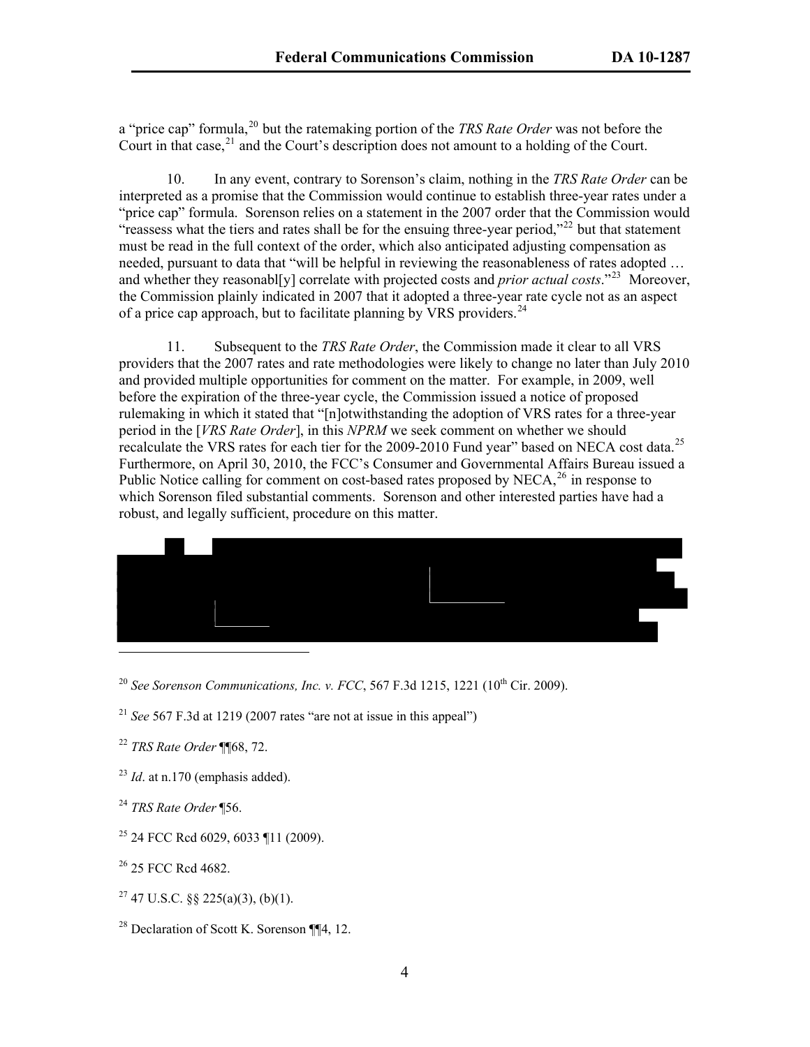a "price cap" formula,[20] but the ratemaking portion of the *TRS Rate Order* was not before the Court in that case,[21] and the Court's description does not amount to a holding of the Court.

10. In any event, contrary to Sorenson's claim, nothing in the *TRS Rate Order* can be interpreted as a promise that the Commission would continue to establish three-year rates under a "price cap" formula. Sorenson relies on a statement in the 2007 order that the Commission would "reassess what the tiers and rates shall be for the ensuing three-year period,"[22] but that statement must be read in the full context of the order, which also anticipated adjusting compensation as needed, pursuant to data that "will be helpful in reviewing the reasonableness of rates adopted … and whether they reasonabl[y] correlate with projected costs and *prior actual costs*."[23] Moreover, the Commission plainly indicated in 2007 that it adopted a three-year rate cycle not as an aspect of a price cap approach, but to facilitate planning by VRS providers.[24]

11. Subsequent to the *TRS Rate Order*, the Commission made it clear to all VRS providers that the 2007 rates and rate methodologies were likely to change no later than July 2010 and provided multiple opportunities for comment on the matter. For example, in 2009, well before the expiration of the three-year cycle, the Commission issued a notice of proposed rulemaking in which it stated that "[n]otwithstanding the adoption of VRS rates for a three-year period in the [*VRS Rate Order*], in this *NPRM* we seek comment on whether we should recalculate the VRS rates for each tier for the 2009-2010 Fund year" based on NECA cost data.[25] Furthermore, on April 30, 2010, the FCC's Consumer and Governmental Affairs Bureau issued a Public Notice calling for comment on cost-based rates proposed by NECA,[26] in response to which Sorenson filed substantial comments. Sorenson and other interested parties have had a robust, and legally sufficient, procedure on this matter.

---

[20] *See Sorenson Communications, Inc. v. FCC*, 567 F.3d 1215, 1221 (10th Cir. 2009).

[21] *See* 567 F.3d at 1219 (2007 rates "are not at issue in this appeal")

[22] *TRS Rate Order* ¶¶68, 72.

[23] *Id*. at n.170 (emphasis added).

[24] *TRS Rate Order* ¶56.

[25] 24 FCC Rcd 6029, 6033 ¶11 (2009).

[26] 25 FCC Rcd 4682.

[27] 47 U.S.C. §§ 225(a)(3), (b)(1).

[28] Declaration of Scott K. Sorenson ¶¶4, 12.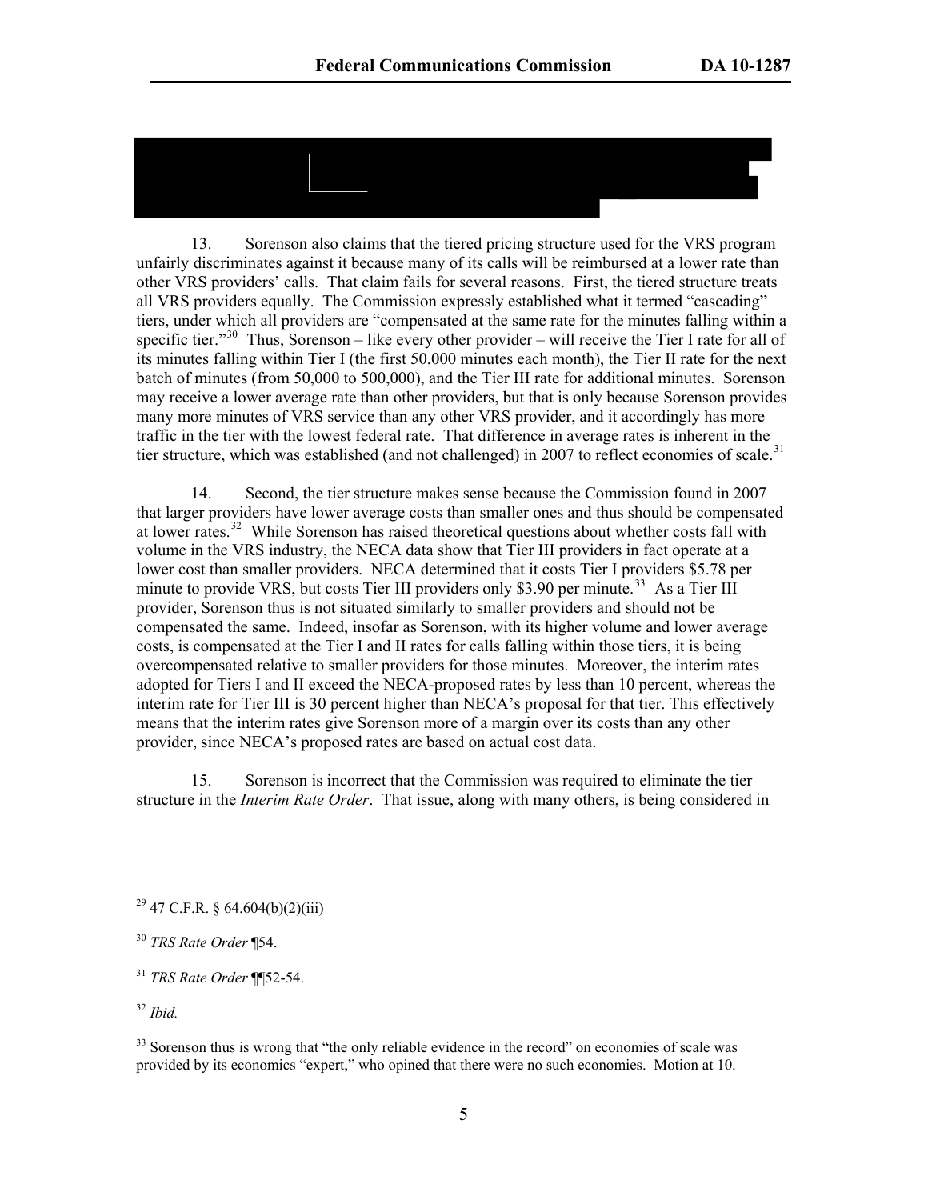13. Sorenson also claims that the tiered pricing structure used for the VRS program unfairly discriminates against it because many of its calls will be reimbursed at a lower rate than other VRS providers' calls. That claim fails for several reasons. First, the tiered structure treats all VRS providers equally. The Commission expressly established what it termed "cascading" tiers, under which all providers are "compensated at the same rate for the minutes falling within a specific tier."[30] Thus, Sorenson – like every other provider – will receive the Tier I rate for all of its minutes falling within Tier I (the first 50,000 minutes each month), the Tier II rate for the next batch of minutes (from 50,000 to 500,000), and the Tier III rate for additional minutes. Sorenson may receive a lower average rate than other providers, but that is only because Sorenson provides many more minutes of VRS service than any other VRS provider, and it accordingly has more traffic in the tier with the lowest federal rate. That difference in average rates is inherent in the tier structure, which was established (and not challenged) in 2007 to reflect economies of scale.[31]

14. Second, the tier structure makes sense because the Commission found in 2007 that larger providers have lower average costs than smaller ones and thus should be compensated at lower rates.[32] While Sorenson has raised theoretical questions about whether costs fall with volume in the VRS industry, the NECA data show that Tier III providers in fact operate at a lower cost than smaller providers. NECA determined that it costs Tier I providers $5.78 per minute to provide VRS, but costs Tier III providers only $3.90 per minute.[33] As a Tier III provider, Sorenson thus is not situated similarly to smaller providers and should not be compensated the same. Indeed, insofar as Sorenson, with its higher volume and lower average costs, is compensated at the Tier I and II rates for calls falling within those tiers, it is being overcompensated relative to smaller providers for those minutes. Moreover, the interim rates adopted for Tiers I and II exceed the NECA-proposed rates by less than 10 percent, whereas the interim rate for Tier III is 30 percent higher than NECA's proposal for that tier. This effectively means that the interim rates give Sorenson more of a margin over its costs than any other provider, since NECA's proposed rates are based on actual cost data.

15. Sorenson is incorrect that the Commission was required to eliminate the tier structure in the *Interim Rate Order*. That issue, along with many others, is being considered in

---

[29] 47 C.F.R. § 64.604(b)(2)(iii)

[30] *TRS Rate Order* ¶54.

[31] *TRS Rate Order* ¶¶52-54.

[32] *Ibid.*

[33] Sorenson thus is wrong that "the only reliable evidence in the record" on economies of scale was provided by its economics "expert," who opined that there were no such economies. Motion at 10.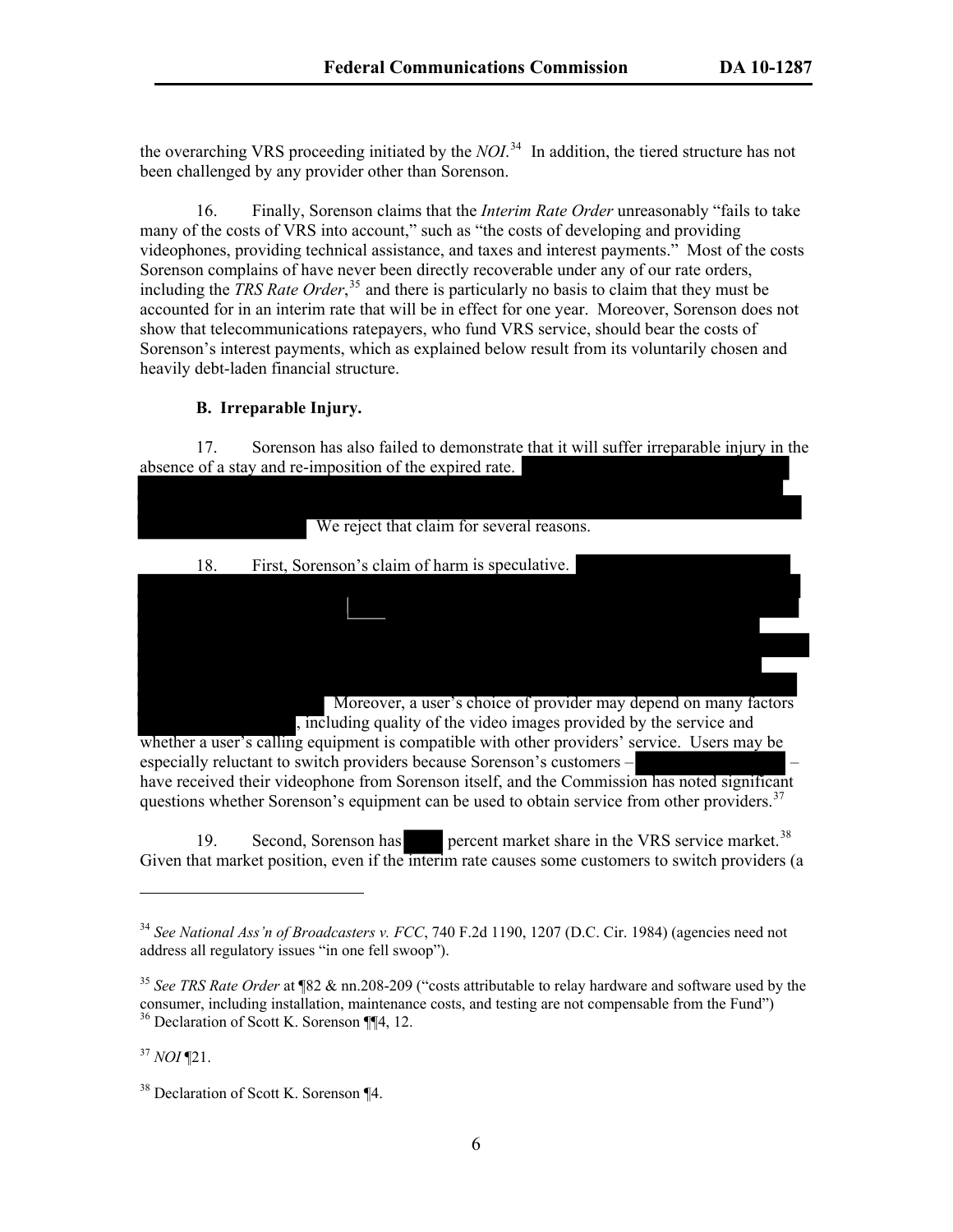the overarching VRS proceeding initiated by the *NOI*.[34] In addition, the tiered structure has not been challenged by any provider other than Sorenson.

16. Finally, Sorenson claims that the *Interim Rate Order* unreasonably "fails to take many of the costs of VRS into account," such as "the costs of developing and providing videophones, providing technical assistance, and taxes and interest payments." Most of the costs Sorenson complains of have never been directly recoverable under any of our rate orders, including the *TRS Rate Order*,[35] and there is particularly no basis to claim that they must be accounted for in an interim rate that will be in effect for one year. Moreover, Sorenson does not show that telecommunications ratepayers, who fund VRS service, should bear the costs of Sorenson's interest payments, which as explained below result from its voluntarily chosen and heavily debt-laden financial structure.

**B. Irreparable Injury.**

17. Sorenson has also failed to demonstrate that it will suffer irreparable injury in the absence of a stay and re-imposition of the expired rate. [REDACTED] We reject that claim for several reasons.

18. First, Sorenson's claim of harm is speculative. [REDACTED] Moreover, a user's choice of provider may depend on many factors [REDACTED], including quality of the video images provided by the service and whether a user's calling equipment is compatible with other providers' service. Users may be especially reluctant to switch providers because Sorenson's customers – [REDACTED] – have received their videophone from Sorenson itself, and the Commission has noted significant questions whether Sorenson's equipment can be used to obtain service from other providers.[37]

19. Second, Sorenson has [REDACTED] percent market share in the VRS service market.[38] Given that market position, even if the interim rate causes some customers to switch providers (a

---

[34] *See National Ass'n of Broadcasters v. FCC*, 740 F.2d 1190, 1207 (D.C. Cir. 1984) (agencies need not address all regulatory issues "in one fell swoop").

[35] *See TRS Rate Order* at ¶82 & nn.208-209 ("costs attributable to relay hardware and software used by the consumer, including installation, maintenance costs, and testing are not compensable from the Fund")

[36] Declaration of Scott K. Sorenson ¶¶4, 12.

[37] *NOI* ¶21.

[38] Declaration of Scott K. Sorenson ¶4.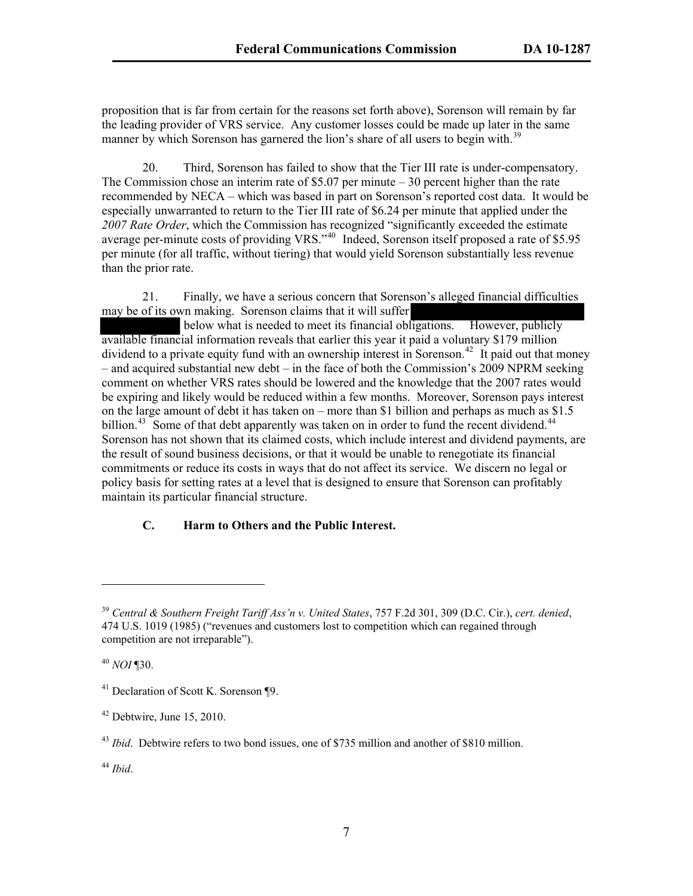proposition that is far from certain for the reasons set forth above), Sorenson will remain by far the leading provider of VRS service. Any customer losses could be made up later in the same manner by which Sorenson has garnered the lion's share of all users to begin with.[39]

20. Third, Sorenson has failed to show that the Tier III rate is under-compensatory. The Commission chose an interim rate of $5.07 per minute – 30 percent higher than the rate recommended by NECA – which was based in part on Sorenson's reported cost data. It would be especially unwarranted to return to the Tier III rate of $6.24 per minute that applied under the *2007 Rate Order*, which the Commission has recognized "significantly exceeded the estimate average per-minute costs of providing VRS."[40] Indeed, Sorenson itself proposed a rate of $5.95 per minute (for all traffic, without tiering) that would yield Sorenson substantially less revenue than the prior rate.

21. Finally, we have a serious concern that Sorenson's alleged financial difficulties may be of its own making. Sorenson claims that it will suffer [REDACTED] below what is needed to meet its financial obligations. However, publicly available financial information reveals that earlier this year it paid a voluntary $179 million dividend to a private equity fund with an ownership interest in Sorenson.[42] It paid out that money – and acquired substantial new debt – in the face of both the Commission's 2009 NPRM seeking comment on whether VRS rates should be lowered and the knowledge that the 2007 rates would be expiring and likely would be reduced within a few months. Moreover, Sorenson pays interest on the large amount of debt it has taken on – more than $1 billion and perhaps as much as $1.5 billion.[43] Some of that debt apparently was taken on in order to fund the recent dividend.[44] Sorenson has not shown that its claimed costs, which include interest and dividend payments, are the result of sound business decisions, or that it would be unable to renegotiate its financial commitments or reduce its costs in ways that do not affect its service. We discern no legal or policy basis for setting rates at a level that is designed to ensure that Sorenson can profitably maintain its particular financial structure.

### C. Harm to Others and the Public Interest.

---

[39] *Central & Southern Freight Tariff Ass'n v. United States*, 757 F.2d 301, 309 (D.C. Cir.), *cert. denied*, 474 U.S. 1019 (1985) ("revenues and customers lost to competition which can regained through competition are not irreparable").

[40] *NOI* ¶30.

[41] Declaration of Scott K. Sorenson ¶9.

[42] Debtwire, June 15, 2010.

[43] *Ibid*. Debtwire refers to two bond issues, one of $735 million and another of $810 million.

[44] *Ibid*.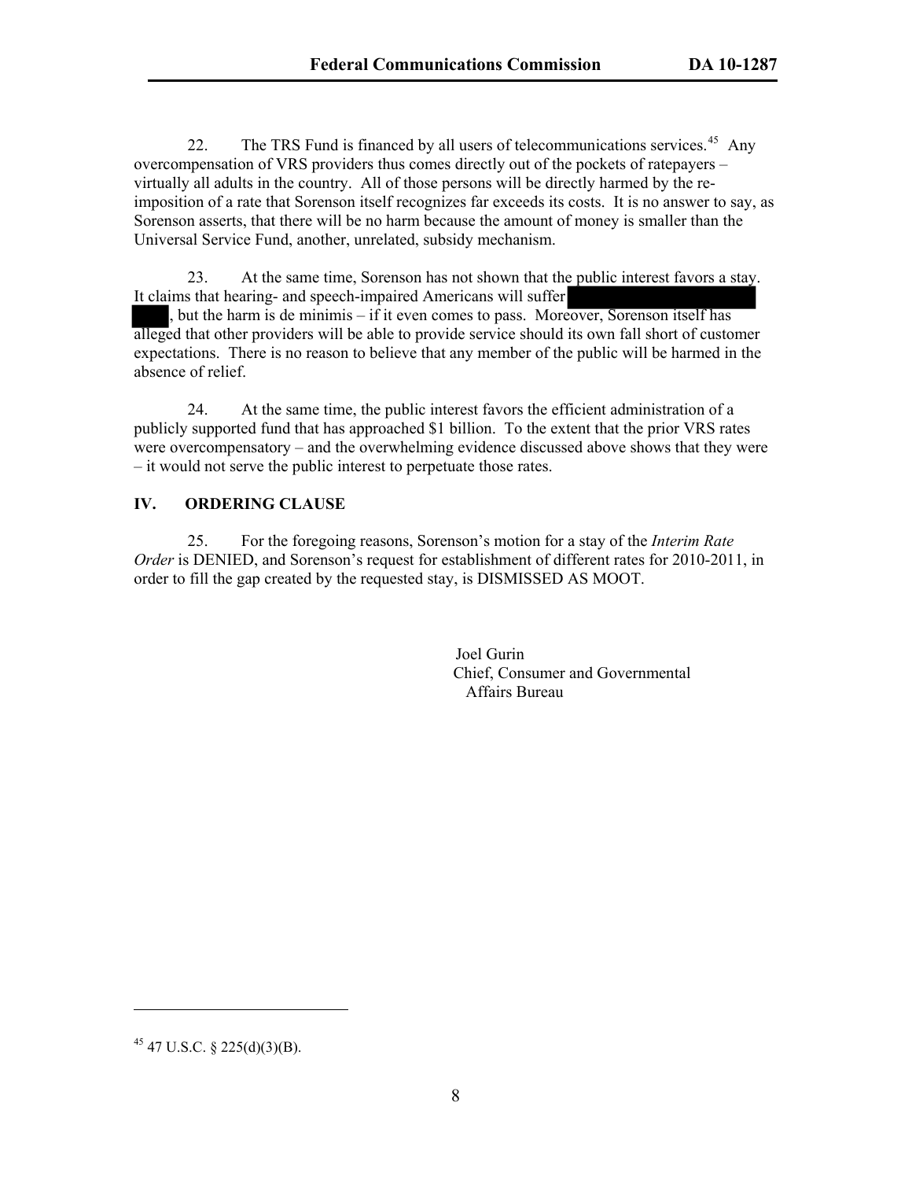22. The TRS Fund is financed by all users of telecommunications services.[45] Any overcompensation of VRS providers thus comes directly out of the pockets of ratepayers – virtually all adults in the country. All of those persons will be directly harmed by the re-imposition of a rate that Sorenson itself recognizes far exceeds its costs. It is no answer to say, as Sorenson asserts, that there will be no harm because the amount of money is smaller than the Universal Service Fund, another, unrelated, subsidy mechanism.

23. At the same time, Sorenson has not shown that the public interest favors a stay. It claims that hearing- and speech-impaired Americans will suffer [REDACTED], but the harm is de minimis – if it even comes to pass. Moreover, Sorenson itself has alleged that other providers will be able to provide service should its own fall short of customer expectations. There is no reason to believe that any member of the public will be harmed in the absence of relief.

24. At the same time, the public interest favors the efficient administration of a publicly supported fund that has approached $1 billion. To the extent that the prior VRS rates were overcompensatory – and the overwhelming evidence discussed above shows that they were – it would not serve the public interest to perpetuate those rates.

## IV. ORDERING CLAUSE

25. For the foregoing reasons, Sorenson's motion for a stay of the *Interim Rate Order* is DENIED, and Sorenson's request for establishment of different rates for 2010-2011, in order to fill the gap created by the requested stay, is DISMISSED AS MOOT.

Joel Gurin
Chief, Consumer and Governmental Affairs Bureau

---

[45] 47 U.S.C. § 225(d)(3)(B).